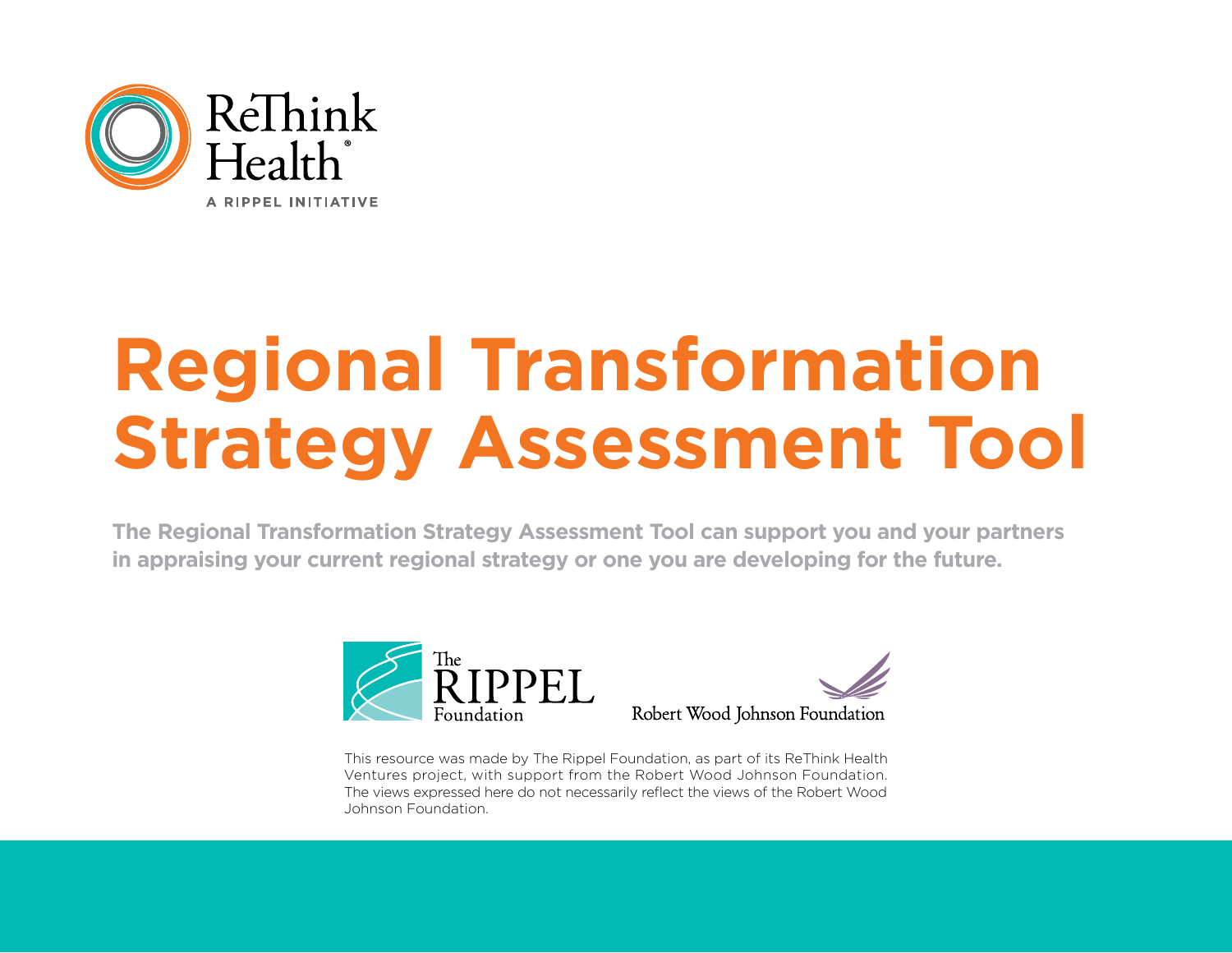ReThink Health®

A RIPPEL INITIATIVE

# Regional Transformation Strategy Assessment Tool

**The Regional Transformation Strategy Assessment Tool can support you and your partners in appraising your current regional strategy or one you are developing for the future.**

The RIPPEL Foundation

Robert Wood Johnson Foundation

This resource was made by The Rippel Foundation, as part of its ReThink Health Ventures project, with support from the Robert Wood Johnson Foundation. The views expressed here do not necessarily reflect the views of the Robert Wood Johnson Foundation.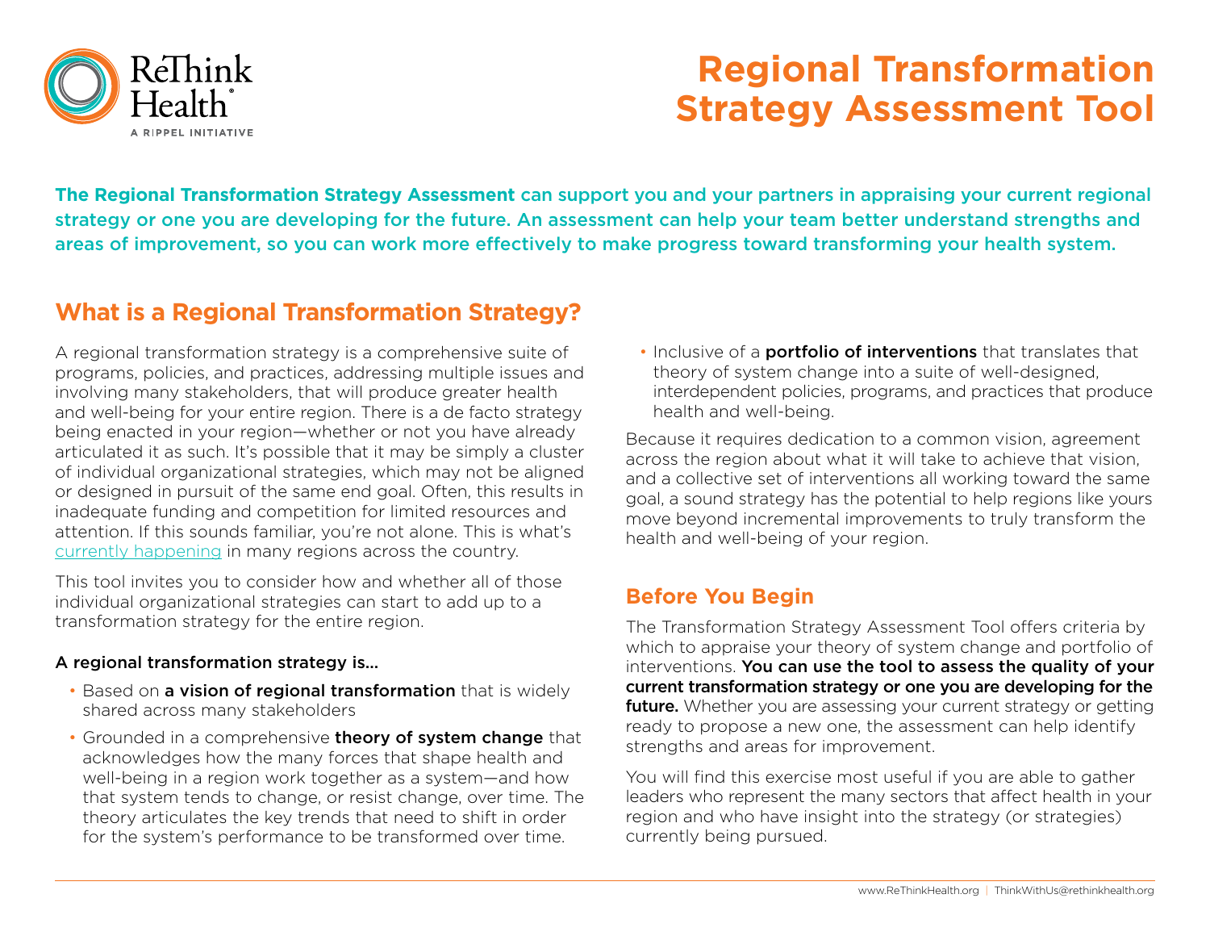# Regional Transformation Strategy Assessment Tool

**The Regional Transformation Strategy Assessment can support you and your partners in appraising your current regional strategy or one you are developing for the future. An assessment can help your team better understand strengths and areas of improvement, so you can work more effectively to make progress toward transforming your health system.**

## What is a Regional Transformation Strategy?

A regional transformation strategy is a comprehensive suite of programs, policies, and practices, addressing multiple issues and involving many stakeholders, that will produce greater health and well-being for your entire region. There is a de facto strategy being enacted in your region—whether or not you have already articulated it as such. It's possible that it may be simply a cluster of individual organizational strategies, which may not be aligned or designed in pursuit of the same end goal. Often, this results in inadequate funding and competition for limited resources and attention. If this sounds familiar, you're not alone. This is what's currently happening in many regions across the country.

This tool invites you to consider how and whether all of those individual organizational strategies can start to add up to a transformation strategy for the entire region.

A regional transformation strategy is...

- Based on **a vision of regional transformation** that is widely shared across many stakeholders
- Grounded in a comprehensive **theory of system change** that acknowledges how the many forces that shape health and well-being in a region work together as a system—and how that system tends to change, or resist change, over time. The theory articulates the key trends that need to shift in order for the system's performance to be transformed over time.
- Inclusive of a **portfolio of interventions** that translates that theory of system change into a suite of well-designed, interdependent policies, programs, and practices that produce health and well-being.

Because it requires dedication to a common vision, agreement across the region about what it will take to achieve that vision, and a collective set of interventions all working toward the same goal, a sound strategy has the potential to help regions like yours move beyond incremental improvements to truly transform the health and well-being of your region.

### Before You Begin

The Transformation Strategy Assessment Tool offers criteria by which to appraise your theory of system change and portfolio of interventions. **You can use the tool to assess the quality of your current transformation strategy or one you are developing for the future.** Whether you are assessing your current strategy or getting ready to propose a new one, the assessment can help identify strengths and areas for improvement.

You will find this exercise most useful if you are able to gather leaders who represent the many sectors that affect health in your region and who have insight into the strategy (or strategies) currently being pursued.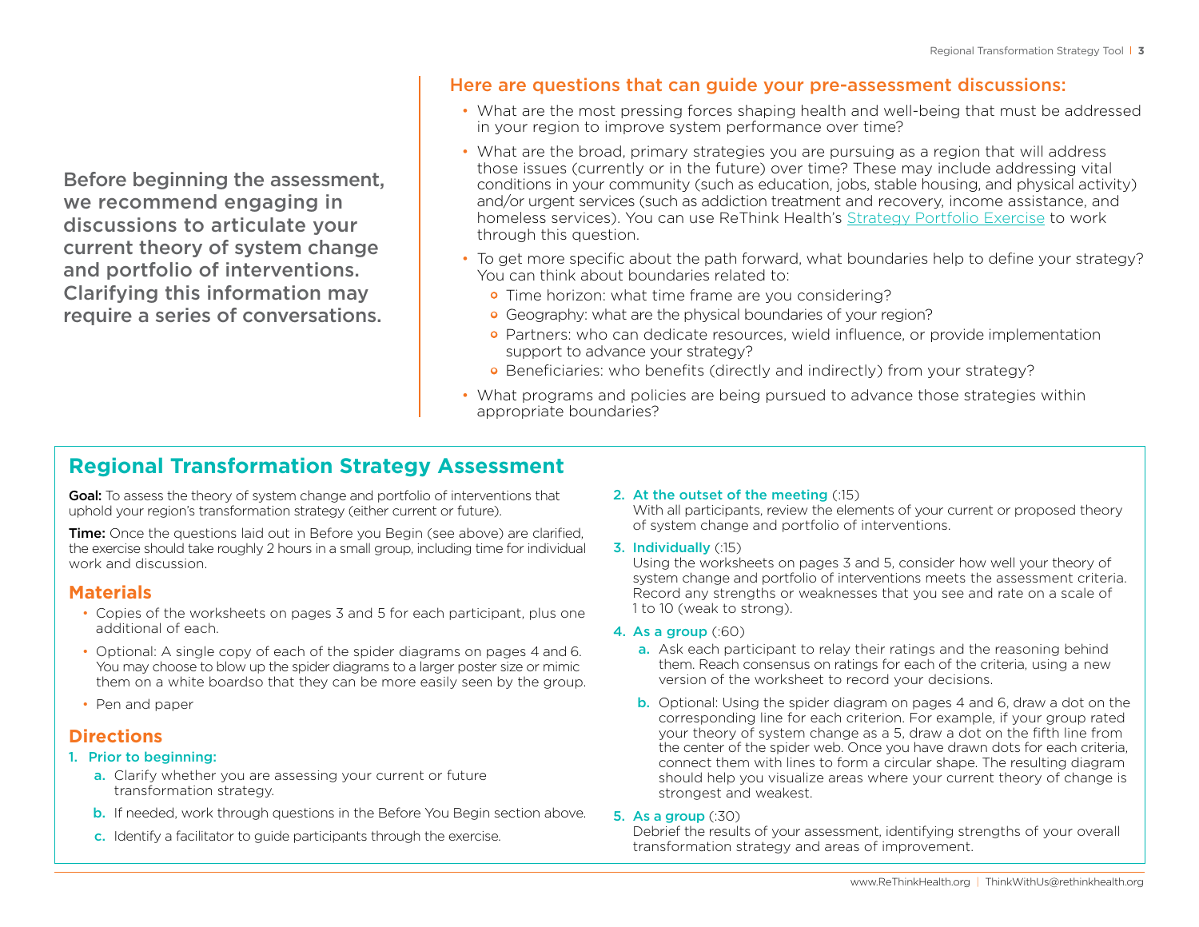Before beginning the assessment, we recommend engaging in discussions to articulate your current theory of system change and portfolio of interventions. Clarifying this information may require a series of conversations.

### Here are questions that can guide your pre-assessment discussions:

- What are the most pressing forces shaping health and well-being that must be addressed in your region to improve system performance over time?
- What are the broad, primary strategies you are pursuing as a region that will address those issues (currently or in the future) over time? These may include addressing vital conditions in your community (such as education, jobs, stable housing, and physical activity) and/or urgent services (such as addiction treatment and recovery, income assistance, and homeless services). You can use ReThink Health's Strategy Portfolio Exercise to work through this question.
- To get more specific about the path forward, what boundaries help to define your strategy? You can think about boundaries related to:
  - Time horizon: what time frame are you considering?
  - Geography: what are the physical boundaries of your region?
  - Partners: who can dedicate resources, wield influence, or provide implementation support to advance your strategy?
  - Beneficiaries: who benefits (directly and indirectly) from your strategy?
- What programs and policies are being pursued to advance those strategies within appropriate boundaries?

## Regional Transformation Strategy Assessment

**Goal:** To assess the theory of system change and portfolio of interventions that uphold your region's transformation strategy (either current or future).

**Time:** Once the questions laid out in Before you Begin (see above) are clarified, the exercise should take roughly 2 hours in a small group, including time for individual work and discussion.

### Materials

- Copies of the worksheets on pages 3 and 5 for each participant, plus one additional of each.
- Optional: A single copy of each of the spider diagrams on pages 4 and 6. You may choose to blow up the spider diagrams to a larger poster size or mimic them on a white boardso that they can be more easily seen by the group.
- Pen and paper

### Directions

1. **Prior to beginning:**
   a. Clarify whether you are assessing your current or future transformation strategy.
   b. If needed, work through questions in the Before You Begin section above.
   c. Identify a facilitator to guide participants through the exercise.
2. **At the outset of the meeting** (:15)
   With all participants, review the elements of your current or proposed theory of system change and portfolio of interventions.
3. **Individually** (:15)
   Using the worksheets on pages 3 and 5, consider how well your theory of system change and portfolio of interventions meets the assessment criteria. Record any strengths or weaknesses that you see and rate on a scale of 1 to 10 (weak to strong).
4. **As a group** (:60)
   a. Ask each participant to relay their ratings and the reasoning behind them. Reach consensus on ratings for each of the criteria, using a new version of the worksheet to record your decisions.
   b. Optional: Using the spider diagram on pages 4 and 6, draw a dot on the corresponding line for each criterion. For example, if your group rated your theory of system change as a 5, draw a dot on the fifth line from the center of the spider web. Once you have drawn dots for each criteria, connect them with lines to form a circular shape. The resulting diagram should help you visualize areas where your current theory of change is strongest and weakest.
5. **As a group** (:30)
   Debrief the results of your assessment, identifying strengths of your overall transformation strategy and areas of improvement.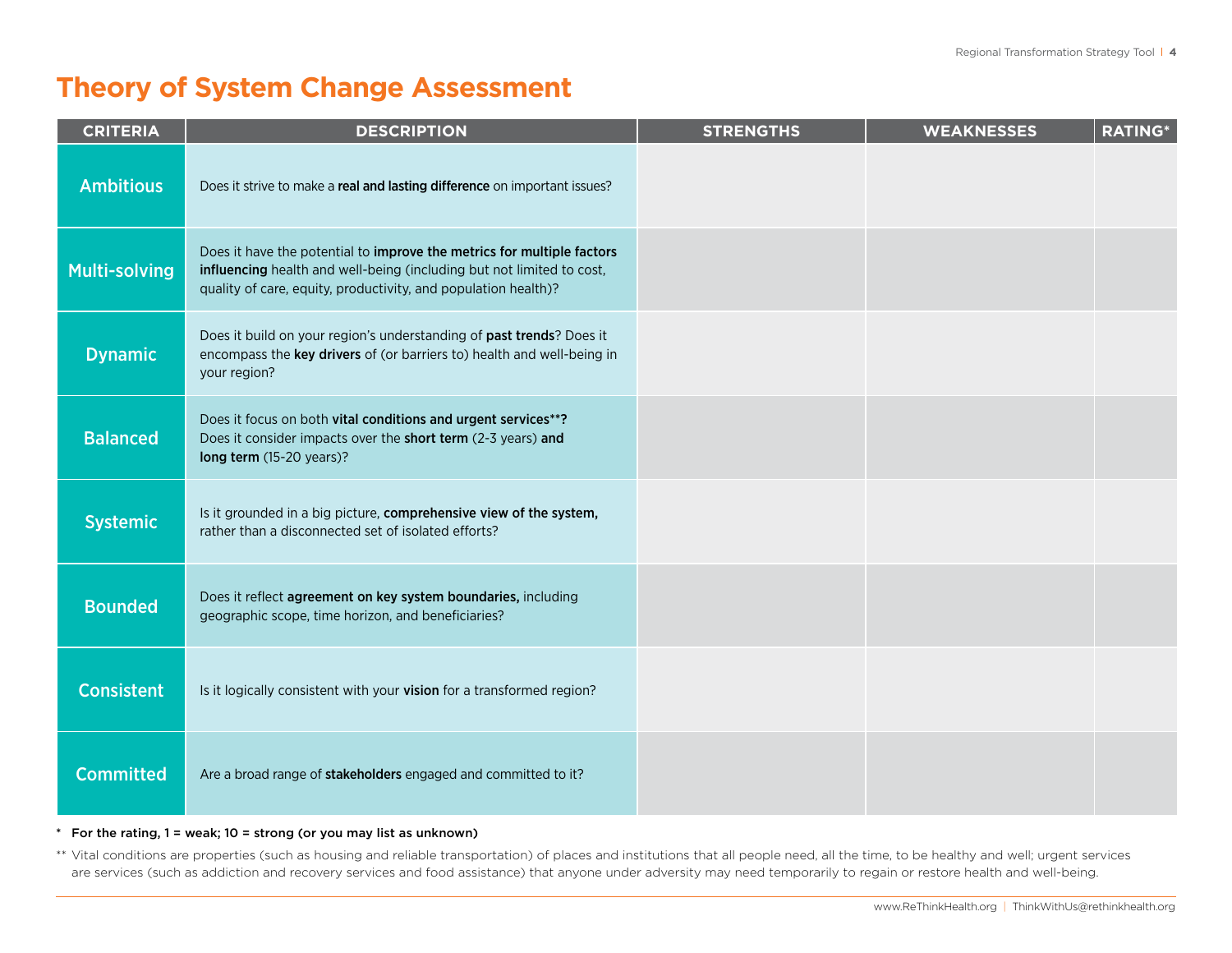# Theory of System Change Assessment

| CRITERIA | DESCRIPTION | STRENGTHS | WEAKNESSES | RATING* |
|---|---|---|---|---|
| **Ambitious** | Does it strive to make a **real and lasting difference** on important issues? | | | |
| **Multi-solving** | Does it have the potential to **improve the metrics for multiple factors influencing** health and well-being (including but not limited to cost, quality of care, equity, productivity, and population health)? | | | |
| **Dynamic** | Does it build on your region's understanding of **past trends**? Does it encompass the **key drivers** of (or barriers to) health and well-being in your region? | | | |
| **Balanced** | Does it focus on both **vital conditions and urgent services**\*\***?** Does it consider impacts over the **short term** (2-3 years) **and long term** (15-20 years)? | | | |
| **Systemic** | Is it grounded in a big picture, **comprehensive view of the system,** rather than a disconnected set of isolated efforts? | | | |
| **Bounded** | Does it reflect **agreement on key system boundaries,** including geographic scope, time horizon, and beneficiaries? | | | |
| **Consistent** | Is it logically consistent with your **vision** for a transformed region? | | | |
| **Committed** | Are a broad range of **stakeholders** engaged and committed to it? | | | |

\* **For the rating, 1 = weak; 10 = strong (or you may list as unknown)**

\*\* Vital conditions are properties (such as housing and reliable transportation) of places and institutions that all people need, all the time, to be healthy and well; urgent services are services (such as addiction and recovery services and food assistance) that anyone under adversity may need temporarily to regain or restore health and well-being.

www.ReThinkHealth.org | ThinkWithUs@rethinkhealth.org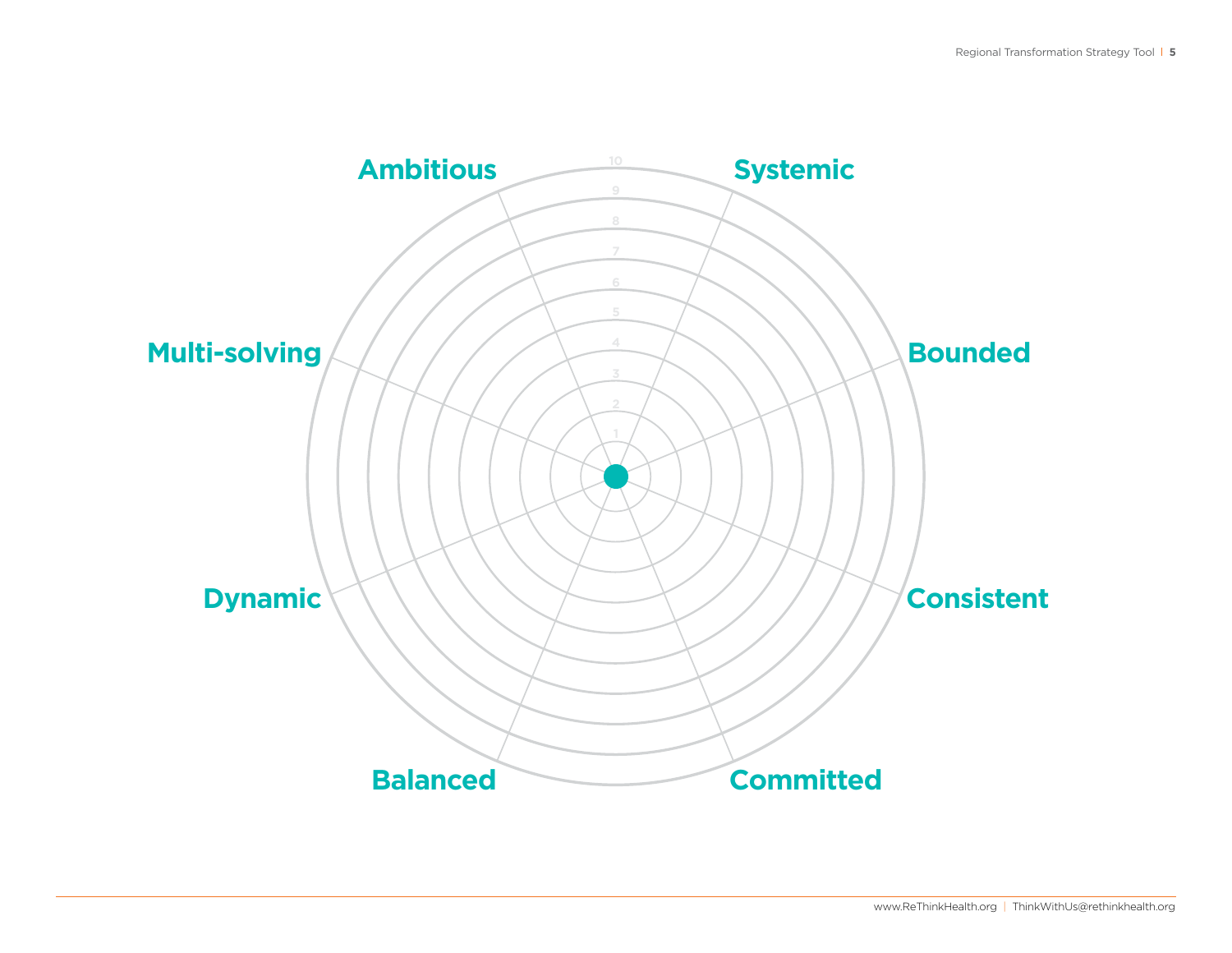Ambitious

Systemic

Multi-solving

Bounded

Dynamic

Consistent

Balanced

Committed

10
9
8
7
6
5
4
3
2
1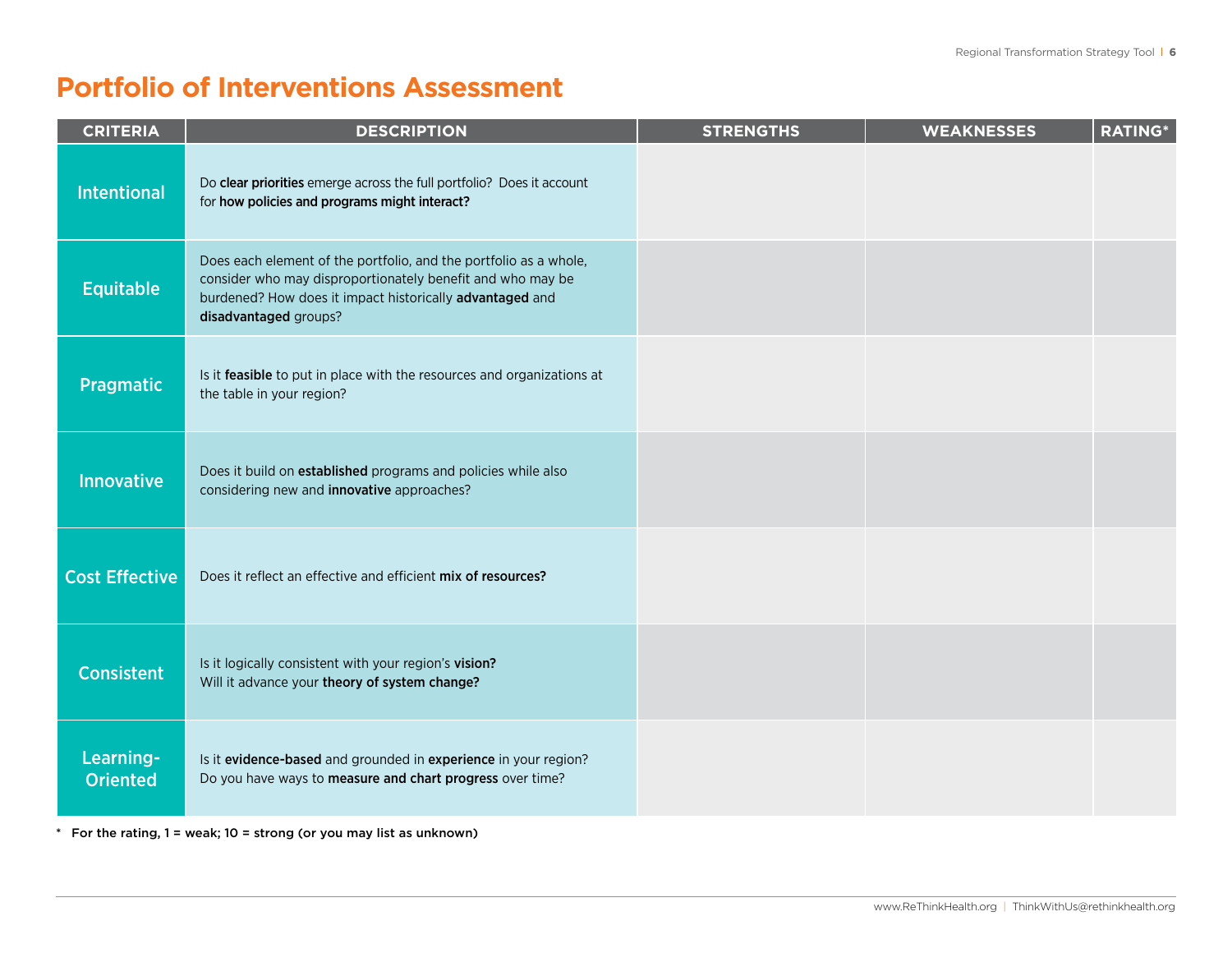# Portfolio of Interventions Assessment

| CRITERIA | DESCRIPTION | STRENGTHS | WEAKNESSES | RATING* |
|---|---|---|---|---|
| Intentional | Do **clear priorities** emerge across the full portfolio? Does it account for **how policies and programs might interact?** | | | |
| Equitable | Does each element of the portfolio, and the portfolio as a whole, consider who may disproportionately benefit and who may be burdened? How does it impact historically **advantaged** and **disadvantaged** groups? | | | |
| Pragmatic | Is it **feasible** to put in place with the resources and organizations at the table in your region? | | | |
| Innovative | Does it build on **established** programs and policies while also considering new and **innovative** approaches? | | | |
| Cost Effective | Does it reflect an effective and efficient **mix of resources?** | | | |
| Consistent | Is it logically consistent with your region's **vision?** Will it advance your **theory of system change?** | | | |
| Learning-Oriented | Is it **evidence-based** and grounded in **experience** in your region? Do you have ways to **measure and chart progress** over time? | | | |

\* **For the rating, 1 = weak; 10 = strong (or you may list as unknown)**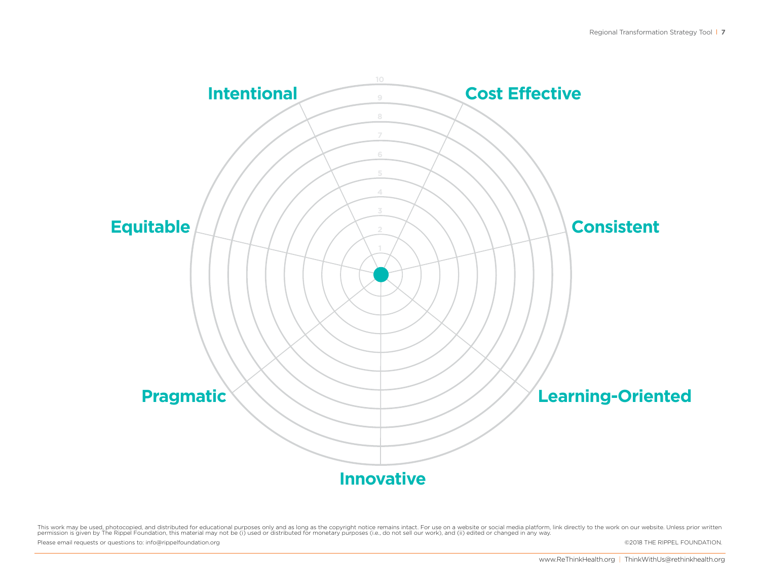10

9

8

7

6

5

4

3

2

1

Intentional

Cost Effective

Consistent

Learning-Oriented

Innovative

Pragmatic

Equitable

This work may be used, photocopied, and distributed for educational purposes only and as long as the copyright notice remains intact. For use on a website or social media platform, link directly to the work on our website. Unless prior written permission is given by The Rippel Foundation, this material may not be (i) used or distributed for monetary purposes (i.e., do not sell our work), and (ii) edited or changed in any way.

Please email requests or questions to: info@rippelfoundation.org

©2018 THE RIPPEL FOUNDATION.

www.ReThinkHealth.org | ThinkWithUs@rethinkhealth.org